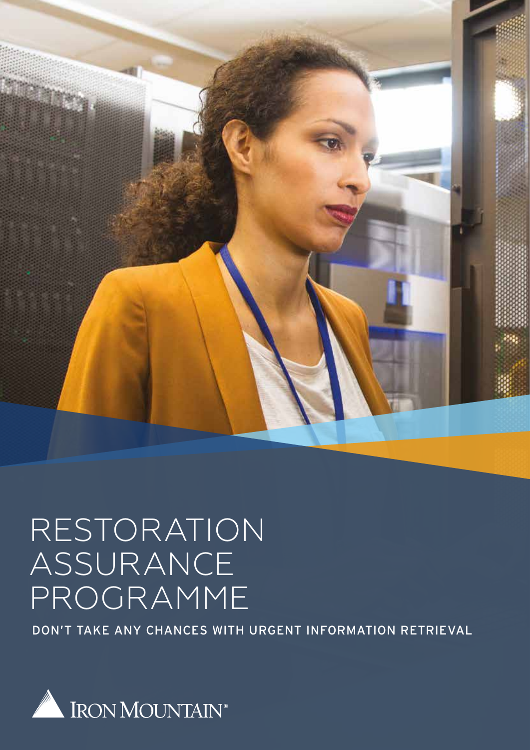# RESTORATION ASSURANCE PROGRAMME

**DON'T TAKE ANY CHANCES WITH URGENT INFORMATION RETRIEVAL**

IRON MOUNTAIN®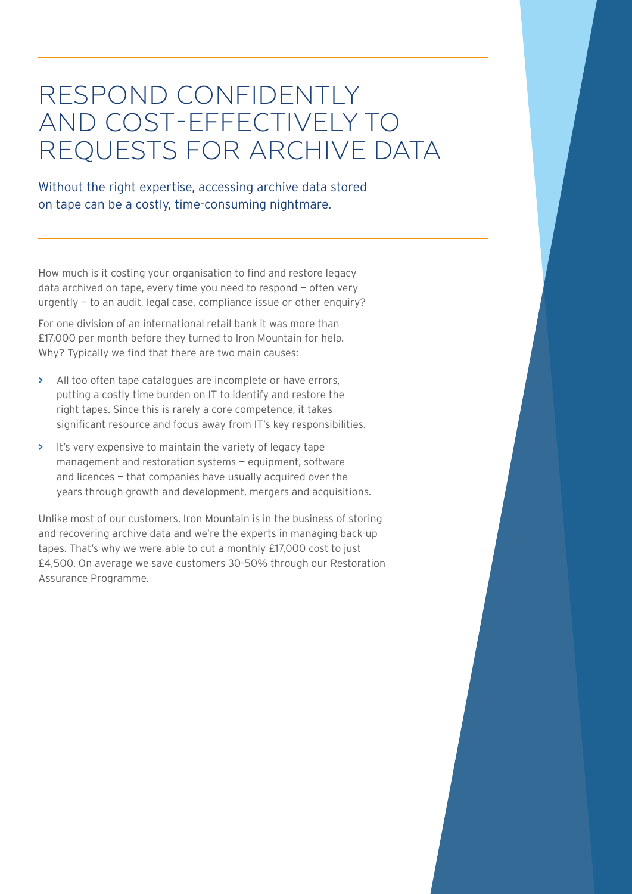# RESPOND CONFIDENTLY AND COST-EFFECTIVELY TO REQUESTS FOR ARCHIVE DATA

Without the right expertise, accessing archive data stored on tape can be a costly, time-consuming nightmare.

How much is it costing your organisation to find and restore legacy data archived on tape, every time you need to respond — often very urgently — to an audit, legal case, compliance issue or other enquiry?

For one division of an international retail bank it was more than £17,000 per month before they turned to Iron Mountain for help. Why? Typically we find that there are two main causes:

- All too often tape catalogues are incomplete or have errors, putting a costly time burden on IT to identify and restore the right tapes. Since this is rarely a core competence, it takes significant resource and focus away from IT's key responsibilities.
- It's very expensive to maintain the variety of legacy tape management and restoration systems — equipment, software and licences — that companies have usually acquired over the years through growth and development, mergers and acquisitions.

Unlike most of our customers, Iron Mountain is in the business of storing and recovering archive data and we're the experts in managing back-up tapes. That's why we were able to cut a monthly £17,000 cost to just £4,500. On average we save customers 30-50% through our Restoration Assurance Programme.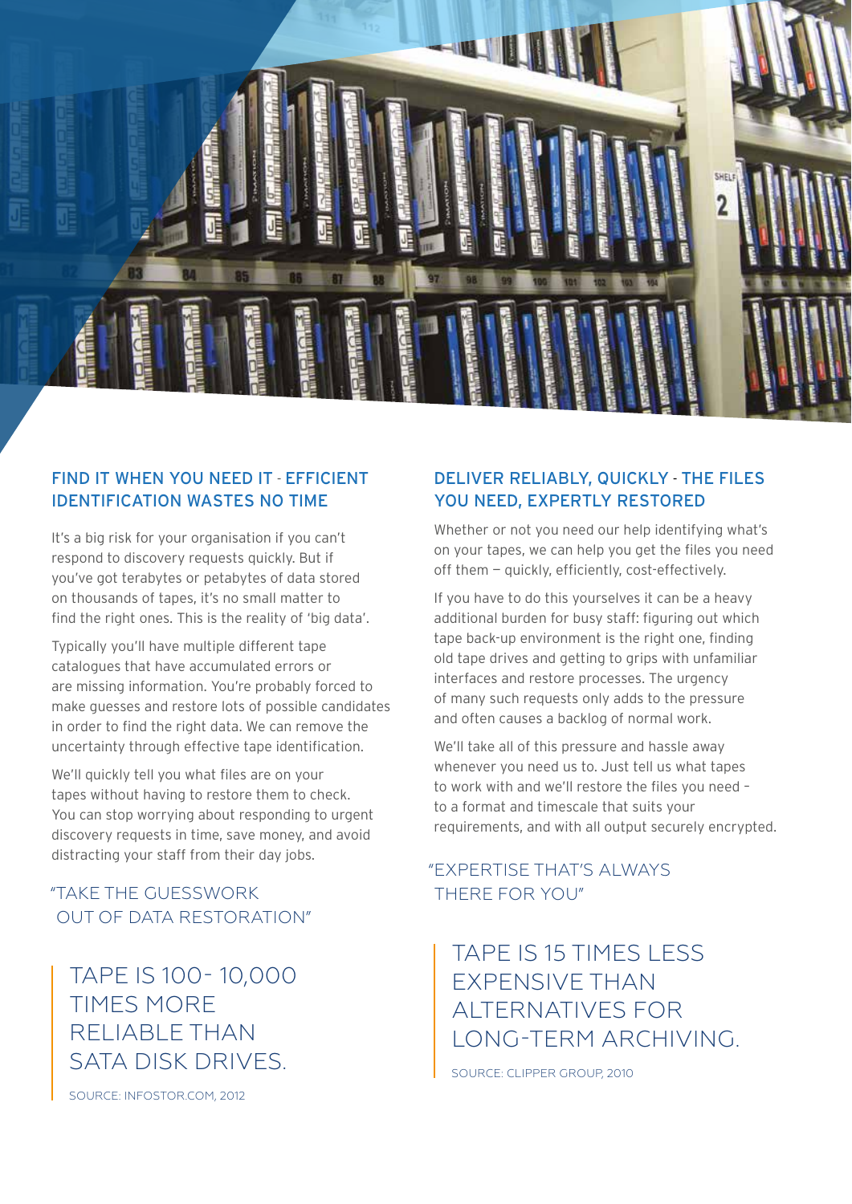## FIND IT WHEN YOU NEED IT - EFFICIENT IDENTIFICATION WASTES NO TIME

It's a big risk for your organisation if you can't respond to discovery requests quickly. But if you've got terabytes or petabytes of data stored on thousands of tapes, it's no small matter to find the right ones. This is the reality of 'big data'.

Typically you'll have multiple different tape catalogues that have accumulated errors or are missing information. You're probably forced to make guesses and restore lots of possible candidates in order to find the right data. We can remove the uncertainty through effective tape identification.

We'll quickly tell you what files are on your tapes without having to restore them to check. You can stop worrying about responding to urgent discovery requests in time, save money, and avoid distracting your staff from their day jobs.

"TAKE THE GUESSWORK OUT OF DATA RESTORATION"

> TAPE IS 100- 10,000 TIMES MORE RELIABLE THAN SATA DISK DRIVES.
>
> SOURCE: INFOSTOR.COM, 2012

## DELIVER RELIABLY, QUICKLY - THE FILES YOU NEED, EXPERTLY RESTORED

Whether or not you need our help identifying what's on your tapes, we can help you get the files you need off them — quickly, efficiently, cost-effectively.

If you have to do this yourselves it can be a heavy additional burden for busy staff: figuring out which tape back-up environment is the right one, finding old tape drives and getting to grips with unfamiliar interfaces and restore processes. The urgency of many such requests only adds to the pressure and often causes a backlog of normal work.

We'll take all of this pressure and hassle away whenever you need us to. Just tell us what tapes to work with and we'll restore the files you need – to a format and timescale that suits your requirements, and with all output securely encrypted.

"EXPERTISE THAT'S ALWAYS THERE FOR YOU"

> TAPE IS 15 TIMES LESS EXPENSIVE THAN ALTERNATIVES FOR LONG-TERM ARCHIVING.
>
> SOURCE: CLIPPER GROUP, 2010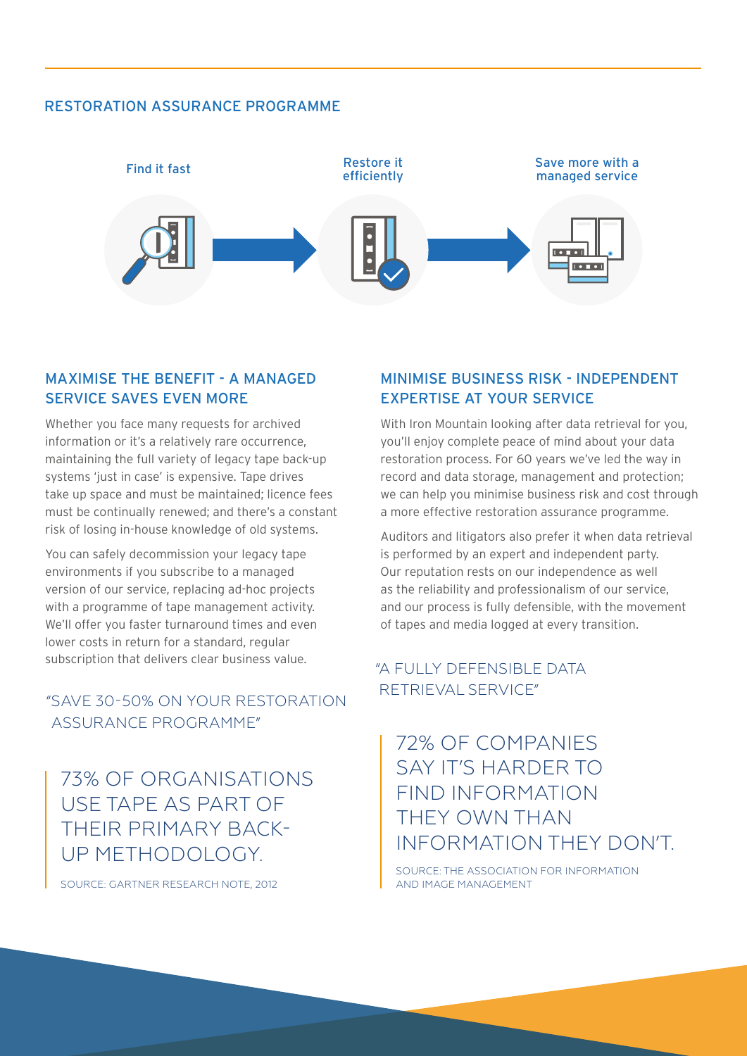## RESTORATION ASSURANCE PROGRAMME

Find it fast → Restore it efficiently → Save more with a managed service

### MAXIMISE THE BENEFIT - A MANAGED SERVICE SAVES EVEN MORE

Whether you face many requests for archived information or it's a relatively rare occurrence, maintaining the full variety of legacy tape back-up systems 'just in case' is expensive. Tape drives take up space and must be maintained; licence fees must be continually renewed; and there's a constant risk of losing in-house knowledge of old systems.

You can safely decommission your legacy tape environments if you subscribe to a managed version of our service, replacing ad-hoc projects with a programme of tape management activity. We'll offer you faster turnaround times and even lower costs in return for a standard, regular subscription that delivers clear business value.

"SAVE 30-50% ON YOUR RESTORATION ASSURANCE PROGRAMME"

> 73% OF ORGANISATIONS USE TAPE AS PART OF THEIR PRIMARY BACK-UP METHODOLOGY.
>
> SOURCE: GARTNER RESEARCH NOTE, 2012

### MINIMISE BUSINESS RISK - INDEPENDENT EXPERTISE AT YOUR SERVICE

With Iron Mountain looking after data retrieval for you, you'll enjoy complete peace of mind about your data restoration process. For 60 years we've led the way in record and data storage, management and protection; we can help you minimise business risk and cost through a more effective restoration assurance programme.

Auditors and litigators also prefer it when data retrieval is performed by an expert and independent party. Our reputation rests on our independence as well as the reliability and professionalism of our service, and our process is fully defensible, with the movement of tapes and media logged at every transition.

"A FULLY DEFENSIBLE DATA RETRIEVAL SERVICE"

> 72% OF COMPANIES SAY IT'S HARDER TO FIND INFORMATION THEY OWN THAN INFORMATION THEY DON'T.
>
> SOURCE: THE ASSOCIATION FOR INFORMATION AND IMAGE MANAGEMENT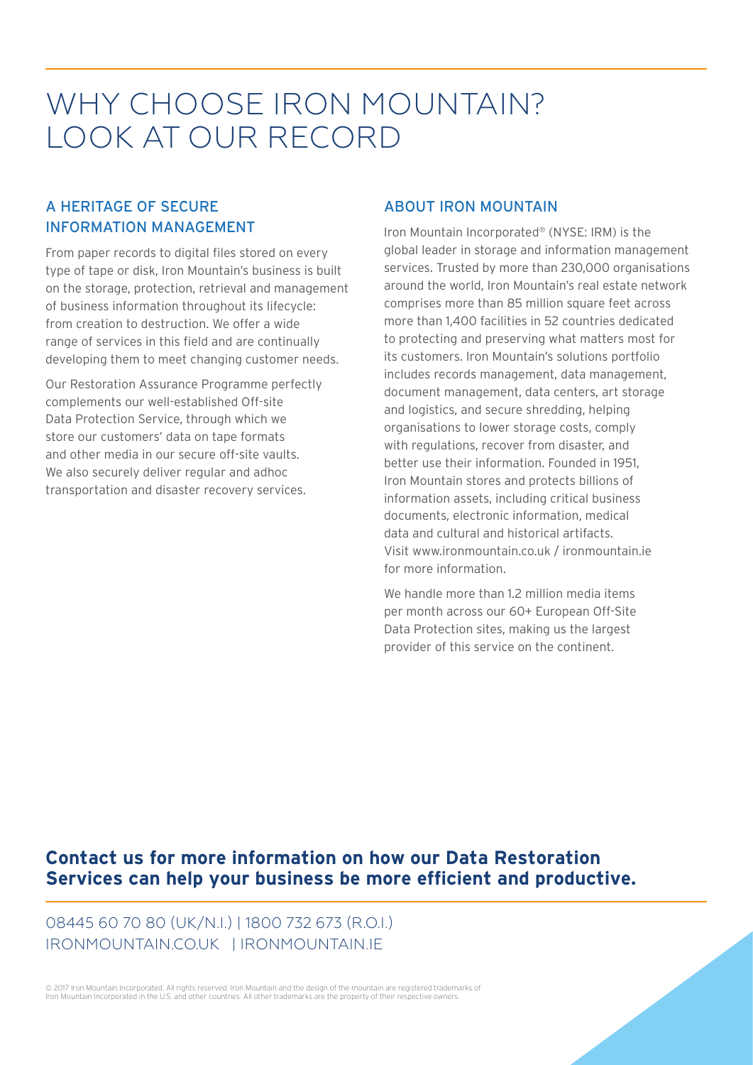# WHY CHOOSE IRON MOUNTAIN? LOOK AT OUR RECORD

## A HERITAGE OF SECURE INFORMATION MANAGEMENT

From paper records to digital files stored on every type of tape or disk, Iron Mountain's business is built on the storage, protection, retrieval and management of business information throughout its lifecycle: from creation to destruction. We offer a wide range of services in this field and are continually developing them to meet changing customer needs.

Our Restoration Assurance Programme perfectly complements our well-established Off-site Data Protection Service, through which we store our customers' data on tape formats and other media in our secure off-site vaults. We also securely deliver regular and adhoc transportation and disaster recovery services.

## ABOUT IRON MOUNTAIN

Iron Mountain Incorporated® (NYSE: IRM) is the global leader in storage and information management services. Trusted by more than 230,000 organisations around the world, Iron Mountain's real estate network comprises more than 85 million square feet across more than 1,400 facilities in 52 countries dedicated to protecting and preserving what matters most for its customers. Iron Mountain's solutions portfolio includes records management, data management, document management, data centers, art storage and logistics, and secure shredding, helping organisations to lower storage costs, comply with regulations, recover from disaster, and better use their information. Founded in 1951, Iron Mountain stores and protects billions of information assets, including critical business documents, electronic information, medical data and cultural and historical artifacts. Visit www.ironmountain.co.uk / ironmountain.ie for more information.

We handle more than 1.2 million media items per month across our 60+ European Off-Site Data Protection sites, making us the largest provider of this service on the continent.

**Contact us for more information on how our Data Restoration Services can help your business be more efficient and productive.**

08445 60 70 80 (UK/N.I.) | 1800 732 673 (R.O.I.)
IRONMOUNTAIN.CO.UK | IRONMOUNTAIN.IE

© 2017 Iron Mountain Incorporated. All rights reserved. Iron Mountain and the design of the mountain are registered trademarks of Iron Mountain Incorporated in the U.S. and other countries. All other trademarks are the property of their respective owners.